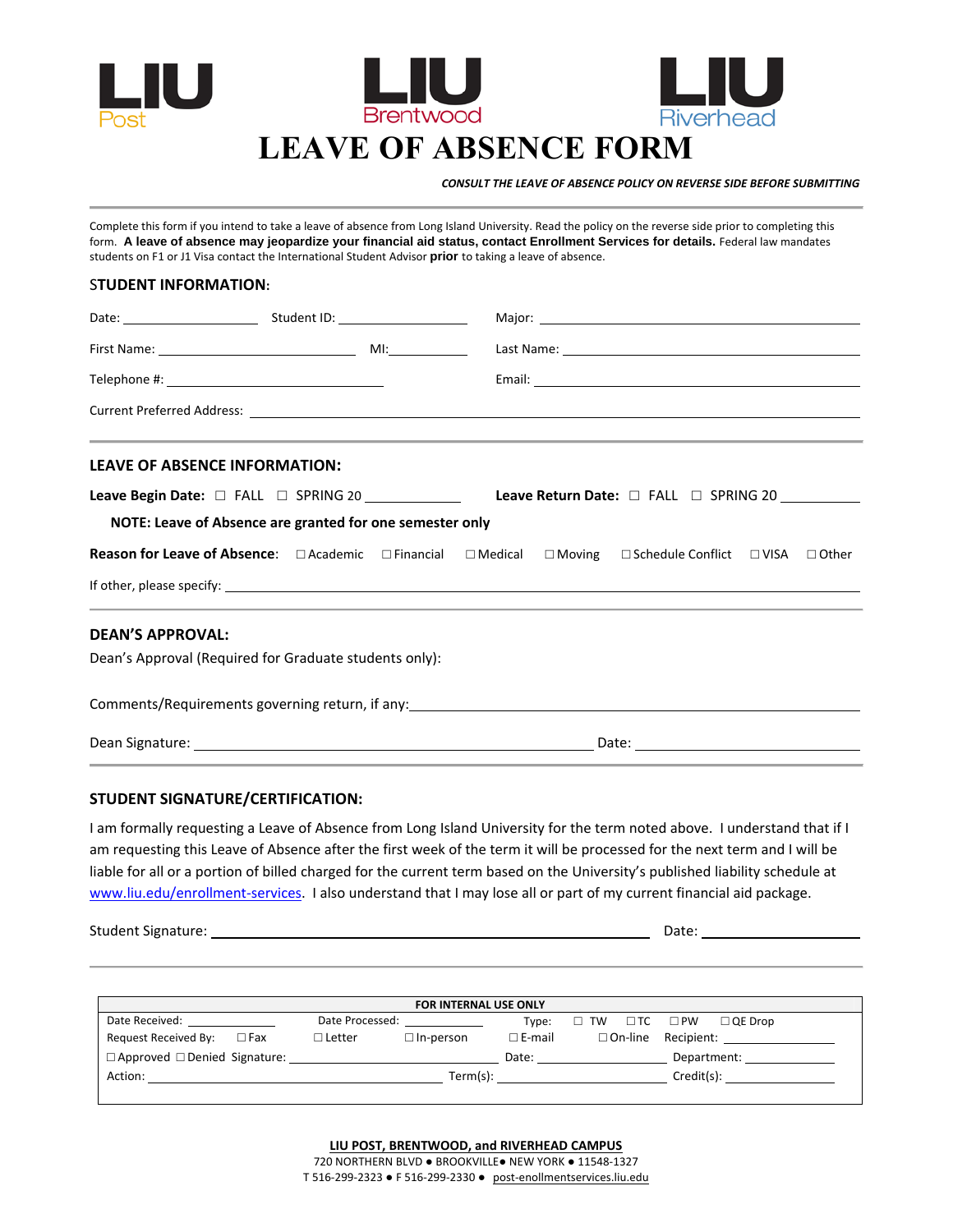LIU Post LIU Brentwood LIU Riverhead

# LEAVE OF ABSENCE FORM

***CONSULT THE LEAVE OF ABSENCE POLICY ON REVERSE SIDE BEFORE SUBMITTING***

Complete this form if you intend to take a leave of absence from Long Island University. Read the policy on the reverse side prior to completing this form. **A leave of absence may jeopardize your financial aid status, contact Enrollment Services for details.** Federal law mandates students on F1 or J1 Visa contact the International Student Advisor **prior** to taking a leave of absence.

## STUDENT INFORMATION:

Date: ________________ Student ID: ________________ Major: ________________________________

First Name: ________________________ MI: __________ Last Name: ________________________________

Telephone #: ________________________ Email: ________________________________

Current Preferred Address: ________________________________________________________________

## LEAVE OF ABSENCE INFORMATION:

**Leave Begin Date:** ☐ FALL ☐ SPRING 20 __________ **Leave Return Date:** ☐ FALL ☐ SPRING 20 __________

**NOTE: Leave of Absence are granted for one semester only**

**Reason for Leave of Absence:** ☐ Academic ☐ Financial ☐ Medical ☐ Moving ☐ Schedule Conflict ☐ VISA ☐ Other

If other, please specify: ________________________________________________________________

## DEAN'S APPROVAL:

Dean's Approval (Required for Graduate students only):

Comments/Requirements governing return, if any: ________________________________________________

Dean Signature: ________________________________________ Date: ____________________

## STUDENT SIGNATURE/CERTIFICATION:

I am formally requesting a Leave of Absence from Long Island University for the term noted above. I understand that if I am requesting this Leave of Absence after the first week of the term it will be processed for the next term and I will be liable for all or a portion of billed charged for the current term based on the University's published liability schedule at www.liu.edu/enrollment-services. I also understand that I may lose all or part of my current financial aid package.

Student Signature: ________________________________________ Date: ____________________

**FOR INTERNAL USE ONLY**

Date Received: __________ Date Processed: __________ Type: ☐ TW ☐ TC ☐ PW ☐ QE Drop

Request Received By: ☐ Fax ☐ Letter ☐ In-person ☐ E-mail ☐ On-line Recipient: __________

☐ Approved ☐ Denied Signature: ____________________ Date: __________ Department: __________

Action: ____________________ Term(s): __________ Credit(s): __________

**LIU POST, BRENTWOOD, and RIVERHEAD CAMPUS**
720 NORTHERN BLVD ● BROOKVILLE● NEW YORK ● 11548-1327
T 516-299-2323 ● F 516-299-2330 ● post-enollmentservices.liu.edu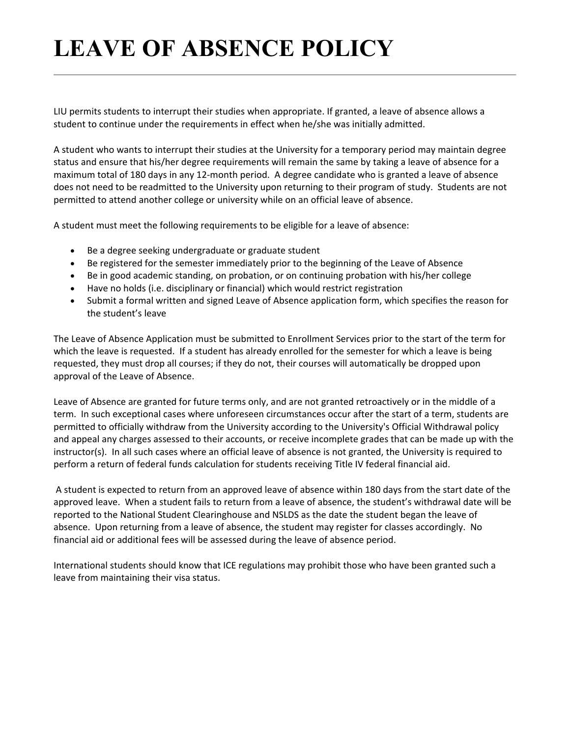# LEAVE OF ABSENCE POLICY

LIU permits students to interrupt their studies when appropriate. If granted, a leave of absence allows a student to continue under the requirements in effect when he/she was initially admitted.

A student who wants to interrupt their studies at the University for a temporary period may maintain degree status and ensure that his/her degree requirements will remain the same by taking a leave of absence for a maximum total of 180 days in any 12-month period. A degree candidate who is granted a leave of absence does not need to be readmitted to the University upon returning to their program of study. Students are not permitted to attend another college or university while on an official leave of absence.

A student must meet the following requirements to be eligible for a leave of absence:

- Be a degree seeking undergraduate or graduate student
- Be registered for the semester immediately prior to the beginning of the Leave of Absence
- Be in good academic standing, on probation, or on continuing probation with his/her college
- Have no holds (i.e. disciplinary or financial) which would restrict registration
- Submit a formal written and signed Leave of Absence application form, which specifies the reason for the student's leave

The Leave of Absence Application must be submitted to Enrollment Services prior to the start of the term for which the leave is requested. If a student has already enrolled for the semester for which a leave is being requested, they must drop all courses; if they do not, their courses will automatically be dropped upon approval of the Leave of Absence.

Leave of Absence are granted for future terms only, and are not granted retroactively or in the middle of a term. In such exceptional cases where unforeseen circumstances occur after the start of a term, students are permitted to officially withdraw from the University according to the University's Official Withdrawal policy and appeal any charges assessed to their accounts, or receive incomplete grades that can be made up with the instructor(s). In all such cases where an official leave of absence is not granted, the University is required to perform a return of federal funds calculation for students receiving Title IV federal financial aid.

A student is expected to return from an approved leave of absence within 180 days from the start date of the approved leave. When a student fails to return from a leave of absence, the student's withdrawal date will be reported to the National Student Clearinghouse and NSLDS as the date the student began the leave of absence. Upon returning from a leave of absence, the student may register for classes accordingly. No financial aid or additional fees will be assessed during the leave of absence period.

International students should know that ICE regulations may prohibit those who have been granted such a leave from maintaining their visa status.